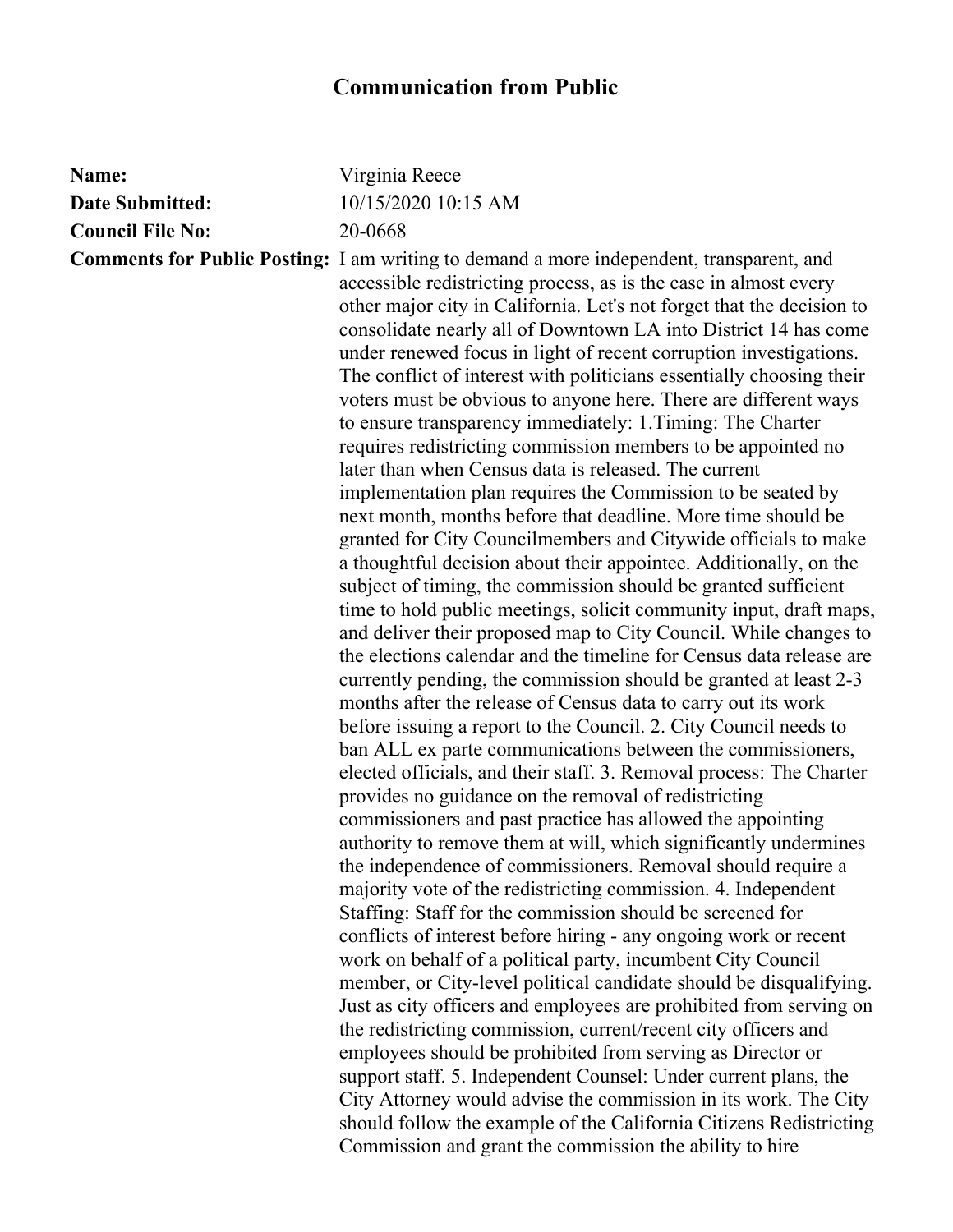# Communication from Public

**Name:** Virginia Reece

**Date Submitted:** 10/15/2020 10:15 AM

**Council File No:** 20-0668

**Comments for Public Posting:** I am writing to demand a more independent, transparent, and accessible redistricting process, as is the case in almost every other major city in California. Let's not forget that the decision to consolidate nearly all of Downtown LA into District 14 has come under renewed focus in light of recent corruption investigations. The conflict of interest with politicians essentially choosing their voters must be obvious to anyone here. There are different ways to ensure transparency immediately: 1.Timing: The Charter requires redistricting commission members to be appointed no later than when Census data is released. The current implementation plan requires the Commission to be seated by next month, months before that deadline. More time should be granted for City Councilmembers and Citywide officials to make a thoughtful decision about their appointee. Additionally, on the subject of timing, the commission should be granted sufficient time to hold public meetings, solicit community input, draft maps, and deliver their proposed map to City Council. While changes to the elections calendar and the timeline for Census data release are currently pending, the commission should be granted at least 2-3 months after the release of Census data to carry out its work before issuing a report to the Council. 2. City Council needs to ban ALL ex parte communications between the commissioners, elected officials, and their staff. 3. Removal process: The Charter provides no guidance on the removal of redistricting commissioners and past practice has allowed the appointing authority to remove them at will, which significantly undermines the independence of commissioners. Removal should require a majority vote of the redistricting commission. 4. Independent Staffing: Staff for the commission should be screened for conflicts of interest before hiring - any ongoing work or recent work on behalf of a political party, incumbent City Council member, or City-level political candidate should be disqualifying. Just as city officers and employees are prohibited from serving on the redistricting commission, current/recent city officers and employees should be prohibited from serving as Director or support staff. 5. Independent Counsel: Under current plans, the City Attorney would advise the commission in its work. The City should follow the example of the California Citizens Redistricting Commission and grant the commission the ability to hire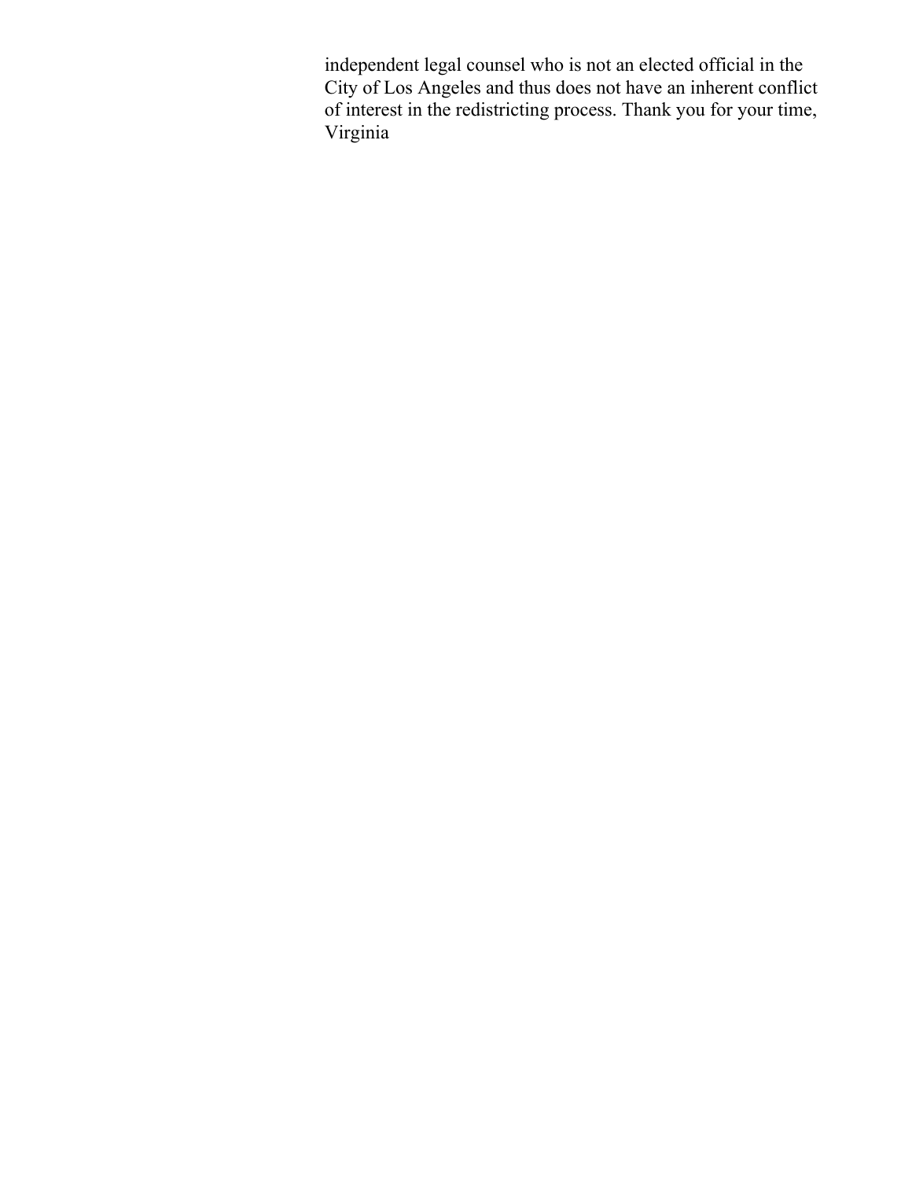independent legal counsel who is not an elected official in the City of Los Angeles and thus does not have an inherent conflict of interest in the redistricting process. Thank you for your time, Virginia